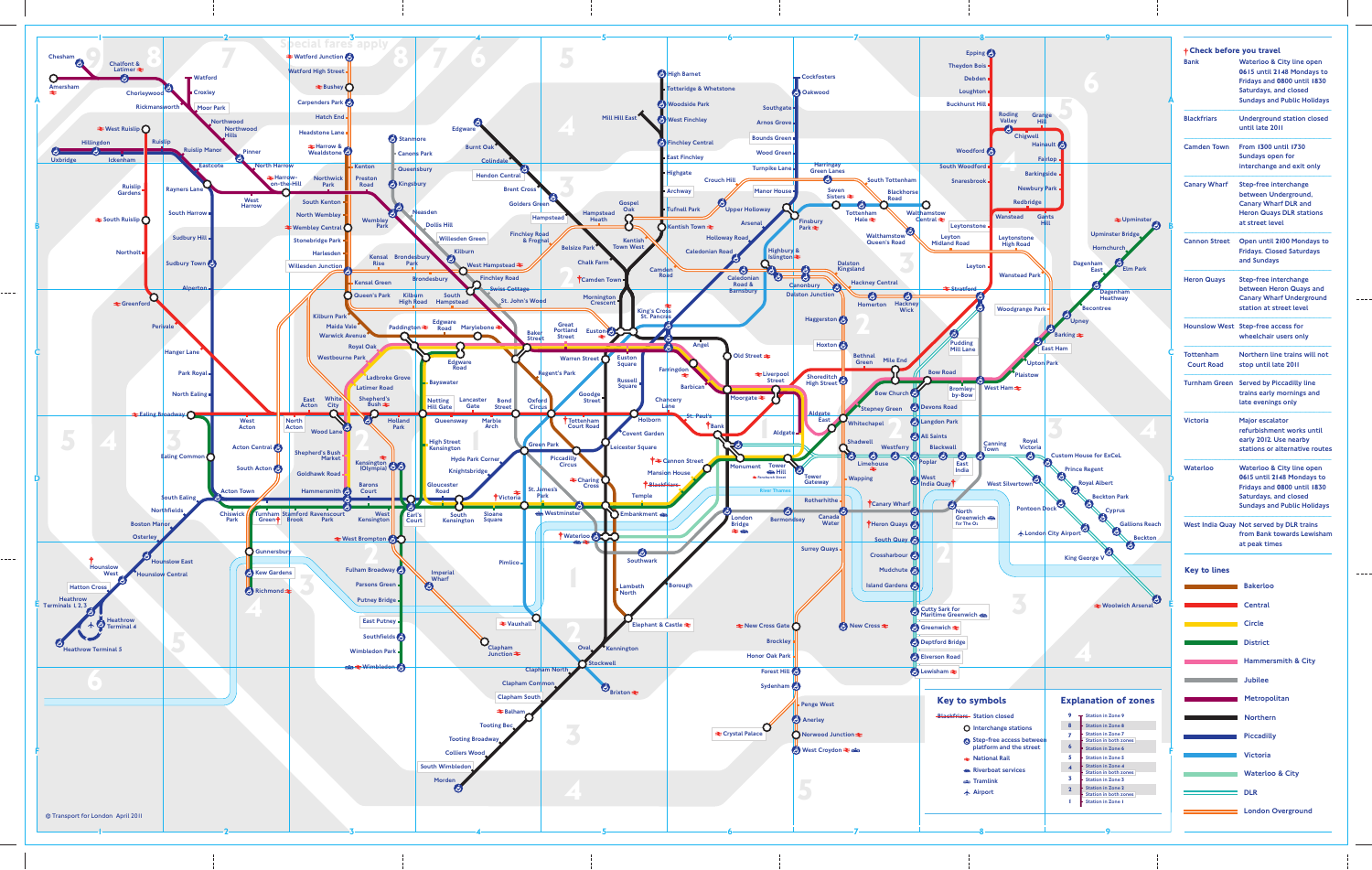**† Check before you travel**

| | |
|---|---|
| Bank | Waterloo & City line open 0615 until 2148 Mondays to Fridays and 0800 until 1830 Saturdays, and closed Sundays and Public Holidays |
| Blackfriars | Underground station closed until late 2011 |
| Camden Town | From 1300 until 1730 Sundays open for interchange and exit only |
| Canary Wharf | Step-free interchange between Underground, Canary Wharf DLR and Heron Quays DLR stations at street level |
| Cannon Street | Open until 2100 Mondays to Fridays. Closed Saturdays and Sundays |
| Heron Quays | Step-free interchange between Heron Quays and Canary Wharf Underground station at street level |
| Hounslow West | Step-free access for wheelchair users only |
| Tottenham Court Road | Northern line trains will not stop until late 2011 |
| Turnham Green | Served by Piccadilly line trains early mornings and late evenings only |
| Victoria | Major escalator refurbishment works until early 2012. Use nearby stations or alternative routes |
| Waterloo | Waterloo & City line open 0615 until 2148 Mondays to Fridays and 0800 until 1830 Saturdays, and closed Sundays and Public Holidays |
| West India Quay | Not served by DLR trains from Bank towards Lewisham at peak times |

**Key to lines**

- Bakerloo
- Central
- Circle
- District
- Hammersmith & City
- Jubilee
- Metropolitan
- Northern
- Piccadilly
- Victoria
- Waterloo & City
- DLR
- London Overground

**Key to symbols**

- Blackfriars Station closed
- Interchange stations
- Step-free access between platform and the street
- National Rail
- Riverboat services
- Tramlink
- Airport

**Explanation of zones**

- 9 Station in Zone 9
- 8 Station in Zone 8
- 7 Station in Zone 7
- Station in both zones
- 6 Station in Zone 6
- 5 Station in Zone 5
- 4 Station in Zone 4
- Station in both zones
- 3 Station in Zone 3
- 2 Station in Zone 2
- Station in both zones
- 1 Station in Zone 1

Special fares apply

© Transport for London April 2011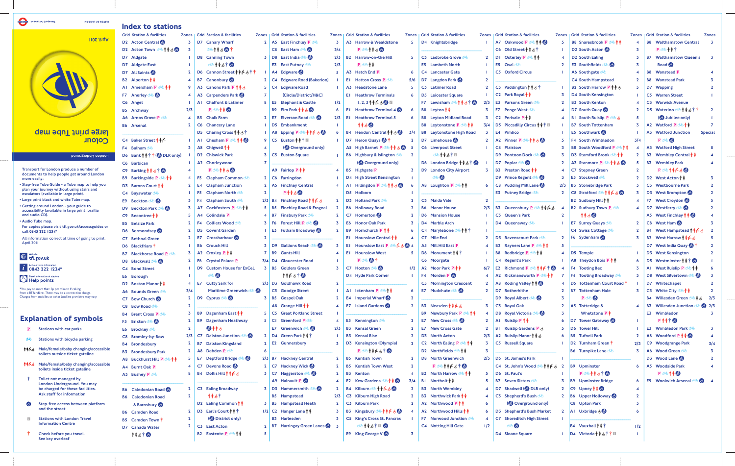Transport for London

MAYOR OF LONDON

April 2011

# Colour large print Tube map

London Underground

Transport for London produce a number of documents to help people get around London more easily:

- Step-free Tube Guide - a Tube map to help you plan your journey without using stairs and escalators (available in large print).
- Large print black and white Tube map.
- Getting around London - your guide to accessibility (available in large print, braille and audio CD).
- Audio Tube map.

For copies please visit tfl.gov.uk/accessguides or call 0843 222 1234*

All information correct at time of going to print. April 2011

Website
tfl.gov.uk

24 hour travel information
0843 222 1234*

Travel information at stations
Help points

*You pay no more than 5p per minute if calling from a BT landline. There may be a connection charge. Charges from mobiles or other landline providers may vary.

## Explanation of symbols

- Stations with car parks
- Stations with bicycle parking
- Male/female/baby changing/accessible toilets outside ticket gateline
- Male/female/baby changing/accessible toilets inside ticket gateline
- Toilet not managed by London Underground. You may be charged for these facilities. Ask staff for information
- Step-free access between platform and the street
- Stations with London Travel Information Centre
- Check before you travel. See key overleaf

## Index to stations

| Grid | Station | Zones |
|---|---|---|
| D2 | Acton Central | 3 |
| D2 | Acton Town | 3 |
| D7 | Aldgate | 1 |
| D7 | Aldgate East | 1 |
| D7 | All Saints | 2 |
| B2 | Alperton | 4 |
| A1 | Amersham | 9 |
| F7 | Anerley | 4 |
| C6 | Angel | 1 |
| B5 | Archway | 2/3 |
| A6 | Arnos Grove | 4 |
| B6 | Arsenal | 2 |
| C4 | Baker Street | 1 |
| F4 | Balham | 3 |
| D6 | Bank (DLR only) | 1 |
| C6 | Barbican | 1 |
| C9 | Barking | 4 |
| B9 | Barkingside | 4 |
| D3 | Barons Court | 2 |
| C4 | Bayswater | 1 |
| B9 | Beckton | 3 |
| D9 | Beckton Park | 3 |
| C9 | Becontree | 5 |
| B5 | Belsize Park | 2 |
| D6 | Bermondsey | 2 |
| C7 | Bethnal Green | 2 |
| D6 | Blackfriars | 1 |
| B7 | Blackhorse Road | 3 |
| D8 | Blackwall | 2 |
| C4 | Bond Street | 1 |
| E6 | Borough | 1 |
| D2 | Boston Manor | 4 |
| A6 | Bounds Green | 3/4 |
| C9 | Bow Church | 2 |
| C8 | Bow Road | 2 |
| B4 | Brent Cross | 3 |
| F5 | Brixton | 2 |
| E6 | Brockley | 2 |
| C8 | Bromley-by-Bow | 2/3 |
| B4 | Brondesbury | 2 |
| B3 | Brondesbury Park | 2 |
| A8 | Buckhurst Hill | 5 |
| A4 | Burnt Oak | 4 |
| A3 | Bushey | 8 |
| B6 | Caledonian Road | 2 |
| B6 | Caledonian Road & Barnsbury | 2 |
| B5 | Camden Road | 2 |
| B5 | Camden Town | 2 |
| D7 | Canada Water | 2 |
| D7 | Canary Wharf | 2 |
| D8 | Canning Town | 3 |
| D6 | Cannon Street | 1 |
| B7 | Canonbury | 2 |
| A3 | Canons Park | 5 |
| A3 | Carpenders Park | 7 |
| A1 | Chalfont & Latimer | 8 |
| B5 | Chalk Farm | 2 |
| C6 | Chancery Lane | 1 |
| D5 | Charing Cross | 1 |
| A1 | Chesham | 9 |
| A8 | Chigwell | 4 |
| D2 | Chiswick Park | 3 |
| A2 | Chorleywood | 7 |
| F4 | Clapham Common | 2 |
| E4 | Clapham Junction | 2 |
| F5 | Clapham North | 2 |
| F5 | Clapham South | 2/3 |
| A7 | Cockfosters | 5 |
| A4 | Colindale | 4 |
| F4 | Colliers Wood | 3 |
| D5 | Covent Garden | 1 |
| E7 | Crossharbour | 2 |
| B6 | Crouch Hill | 3 |
| A2 | Croxley | 7 |
| F6 | Crystal Palace | 3/4 |
| D9 | Custom House for ExCeL | 3 |
| E7 | Cutty Sark for Maritime Greenwich | 2/3 |
| D9 | Cyprus | 3 |
| B9 | Dagenham East | 5 |
| B9 | Dagenham Heathway | 5 |
| C7 | Dalston Junction | 2 |
| B7 | Dalston Kingsland | 2 |
| A8 | Debden | 6 |
| E7 | Deptford Bridge | 2/3 |
| C7 | Devons Road | 2 |
| B4 | Dollis Hill | 3 |
| C2 | Ealing Broadway | 3 |
| D2 | Ealing Common | 3 |
| D3 | Earl's Court (District only) | 1/2 |
| C3 | East Acton | 2 |
| B2 | Eastcote | 5 |
| A5 | East Finchley | 3 |
| C8 | East Ham | 3/4 |
| D8 | East India | 2/3 |
| E3 | East Putney | 2/3 |
| A4 | Edgware | 5 |
| C4 | Edgware Road (Bakerloo) | 1 |
| C4 | Edgware Road (Circle/District/H&C) | 1 |
| E5 | Elephant & Castle | 1/2 |
| B9 | Elm Park | 6 |
| E7 | Elverson Road | 2/3 |
| D5 | Embankment | 1 |
| A8 | Epping | 6 |
| C5 | Euston (Overground only) | 1 |
| C5 | Euston Square | 1 |
| A9 | Fairlop | 4 |
| C6 | Farringdon | 1 |
| A5 | Finchley Central | 4 |
| B4 | Finchley Road | 2 |
| B5 | Finchley Road & Frognal | 2 |
| B7 | Finsbury Park | 2 |
| F6 | Forest Hill | 3 |
| E3 | Fulham Broadway | 2 |
| D9 | Gallions Reach | 3 |
| B9 | Gants Hill | 4 |
| D4 | Gloucester Road | 1 |
| B5 | Golders Green | 3 |
| C8 | Goldhawk Road | 2 |
| C5 | Goodge Street | 1 |
| B5 | Gospel Oak | 2 |
| A8 | Grange Hill | 4 |
| C5 | Great Portland Street | 1 |
| C1 | Greenford | 4 |
| E7 | Greenwich | 2/3 |
| D4 | Green Park | 1 |
| E2 | Gunnersbury | 3 |
| B7 | Hackney Central | 2 |
| B7 | Hackney Wick | 2 |
| C7 | Haggerston | 2 |
| A9 | Hainault | 4 |
| D3 | Hammersmith | 2 |
| B5 | Hampstead | 2/3 |
| B5 | Hampstead Heath | 2 |
| C2 | Hanger Lane | 3 |
| B3 | Harlesden | 3 |
| B7 | Harringay Green Lanes | 3 |
| A3 | Harrow & Wealdstone | 5 |
| B2 | Harrow-on-the-Hill | 5 |
| A3 | Hatch End | 6 |
| E1 | Hatton Cross | 5/6 |
| A3 | Headstone Lane | 5 |
| E1 | Heathrow Terminals 1, 2, 3 | 6 |
| E1 | Heathrow Terminal 4 | 6 |
| E1 | Heathrow Terminal 5 | 6 |
| B4 | Hendon Central | 3/4 |
| D7 | Heron Quays | 2 |
| A5 | High Barnet | 5 |
| B6 | Highbury & Islington (Overground only) | 2 |
| B5 | Highgate | 3 |
| D4 | High Street Kensington | 1 |
| A1 | Hillingdon | 6 |
| D5 | Holborn | 1 |
| D3 | Holland Park | 2 |
| B6 | Holloway Road | 2 |
| C7 | Homerton | 2 |
| E6 | Honor Oak Park | 3 |
| B9 | Hornchurch | 6 |
| E1 | Hounslow Central | 4 |
| E1 | Hounslow East | 4 |
| E1 | Hounslow West | 5 |
| C7 | Hoxton | 1/2 |
| D4 | Hyde Park Corner | 1 |
| A1 | Ickenham | 6 |
| E4 | Imperial Wharf | 2 |
| E7 | Island Gardens | 2 |
| E5 | Kennington | 2 |
| B3 | Kensal Green | 2 |
| B3 | Kensal Rise | 2 |
| D3 | Kensington (Olympia) | 2 |
| B5 | Kentish Town | 2 |
| B5 | Kentish Town West | 2 |
| B3 | Kenton | 4 |
| E2 | Kew Gardens | 3/4 |
| B4 | Kilburn | 2 |
| B4 | Kilburn High Road | 2 |
| C3 | Kilburn Park | 2 |
| B3 | Kingsbury | 4 |
| C5 | King's Cross St. Pancras | 1 |
| E9 | King George V | 3 |
| D4 | Knightsbridge | 1 |
| C3 | Ladbroke Grove | 2 |
| E5 | Lambeth North | 1 |
| C4 | Lancaster Gate | 1 |
| D7 | Langdon Park | 2 |
| C3 | Latimer Road | 2 |
| D5 | Leicester Square | 1 |
| F7 | Lewisham | 2/3 |
| B8 | Leyton | 3 |
| B8 | Leyton Midland Road | 3 |
| B8 | Leytonstone | 3/4 |
| B8 | Leytonstone High Road | 3 |
| C7 | Limehouse | 2 |
| C6 | Liverpool Street | 1 |
| D6 | London Bridge | 1 |
| D9 | London City Airport | 3 |
| A8 | Loughton | 6 |
| C3 | Maida Vale | 2 |
| B6 | Manor House | 2/3 |
| D6 | Mansion House | 1 |
| D4 | Marble Arch | 1 |
| C4 | Marylebone | 1 |
| C7 | Mile End | 2 |
| A5 | Mill Hill East | 4 |
| D6 | Monument | 1 |
| C6 | Moorgate | 1 |
| A2 | Moor Park | 6/7 |
| F4 | Morden | 4 |
| C5 | Mornington Crescent | 2 |
| E7 | Mudchute | 2 |
| B3 | Neasden | 3 |
| B9 | Newbury Park | 4 |
| E7 | New Cross | 2 |
| E7 | New Cross Gate | 2 |
| D3 | North Acton | 2/3 |
| C2 | North Ealing | 3 |
| D2 | Northfields | 3 |
| D8 | North Greenwich | 2/3 |
| B2 | North Harrow | 5 |
| B1 | Northolt | 5 |
| B3 | North Wembley | 4 |
| B3 | Northwick Park | 4 |
| A2 | Northwood | 6 |
| A2 | Northwood Hills | 6 |
| F7 | Norwood Junction | 4 |
| C4 | Notting Hill Gate | 1/2 |
| A7 | Oakwood | 5 |
| C6 | Old Street | 1 |
| D1 | Osterley | 4 |
| E5 | Oval | 2 |
| C5 | Oxford Circus | 1 |
| C3 | Paddington | 1 |
| C2 | Park Royal | 3 |
| E3 | Parsons Green | 2 |
| F7 | Penge West | 4 |
| C2 | Perivale | 4 |
| D5 | Piccadilly Circus | 1 |
| E4 | Pimlico | 1 |
| A2 | Pinner | 5 |
| C8 | Plaistow | 3 |
| D9 | Pontoon Dock | 3 |
| D7 | Poplar | 2 |
| B3 | Preston Road | 4 |
| D9 | Prince Regent | 3 |
| C8 | Pudding Mill Lane | 2/3 |
| E3 | Putney Bridge | 2 |
| B3 | Queensbury | 4 |
| C3 | Queen's Park | 2 |
| D4 | Queensway | 1 |
| D3 | Ravenscourt Park | 2 |
| B2 | Rayners Lane | 5 |
| B8 | Redbridge | 4 |
| C4 | Regent's Park | 1 |
| E2 | Richmond | 4 |
| A2 | Rickmansworth | 7 |
| A8 | Roding Valley | 4 |
| D7 | Rotherhithe | 2 |
| D9 | Royal Albert | 3 |
| C3 | Royal Oak | 2 |
| D8 | Royal Victoria | 3 |
| A1 | Ruislip | 6 |
| B1 | Ruislip Gardens | 5 |
| A2 | Ruislip Manor | 6 |
| C5 | Russell Square | 1 |
| D5 | St. James's Park | 1 |
| C4 | St. John's Wood | 2 |
| D6 | St. Paul's | 1 |
| B7 | Seven Sisters | 3 |
| D7 | Shadwell (DLR only) | 2 |
| C3 | Shepherd's Bush (Overground only) | 2 |
| D3 | Shepherd's Bush Market | 2 |
| C7 | Shoreditch High Street | 1 |
| D4 | Sloane Square | 1 |
| B8 | Snaresbrook | 4 |
| D2 | South Acton | 3 |
| D2 | South Ealing | 3 |
| E3 | Southfields | 3 |
| A6 | Southgate | 4 |
| C4 | South Hampstead | 2 |
| B2 | South Harrow | 5 |
| D4 | South Kensington | 1 |
| B3 | South Kenton | 4 |
| D7 | South Quay | 2 |
| B1 | South Ruislip | 5 |
| B7 | South Tottenham | 3 |
| E5 | Southwark | 1 |
| F4 | South Wimbledon | 3/4 |
| B8 | South Woodford | 4 |
| D3 | Stamford Brook | 2 |
| A3 | Stanmore | 5 |
| C7 | Stepney Green | 2 |
| E5 | Stockwell | 2 |
| B3 | Stonebridge Park | 3 |
| C8 | Stratford | 3 |
| B2 | Sudbury Hill | 4 |
| B2 | Sudbury Town | 4 |
| E7 | Surrey Quays | 2 |
| C4 | Swiss Cottage | 2 |
| F6 | Sydenham | 3 |
| D5 | Temple | 1 |
| A8 | Theydon Bois | 6 |
| F4 | Tooting Bec | 3 |
| F4 | Tooting Broadway | 3 |
| D5 | Tottenham Court Road | 1 |
| B7 | Tottenham Hale | 3 |
| A5 | Totteridge & Whetstone | 4 |
| D7 | Tower Gateway | 1 |
| D6 | Tower Hill | 1 |
| B5 | Tufnell Park | 2 |
| B2 | Turnham Green | 2/3 |
| B6 | Turnpike Lane | 3 |
| B9 | Upminster | 6 |
| B9 | Upminster Bridge | 6 |
| C9 | Upney | 4 |
| B6 | Upper Holloway | 2 |
| C8 | Upton Park | 3 |
| A1 | Uxbridge | 6 |
| E4 | Vauxhall | 1/2 |
| D4 | Victoria | 1 |
| B8 | Walthamstow Central | 3 |
| B7 | Walthamstow Queen's Road | 3 |
| B8 | Wanstead | 4 |
| B8 | Wanstead Park | 3 |
| D7 | Wapping | 2 |
| C5 | Warren Street | 1 |
| C3 | Warwick Avenue | 2 |
| D5 | Waterloo (Jubilee only) | 1 |
| A2 | Watford | 7 |
| A3 | Watford Junction | Special |
| A3 | Watford High Street | 8 |
| B3 | Wembley Central | 4 |
| B3 | Wembley Park | 4 |
| D2 | West Acton | 3 |
| C3 | Westbourne Park | 2 |
| D3 | West Brompton | 2 |
| F7 | West Croydon | 5 |
| D7 | Westferry | 2 |
| A5 | West Finchley | 4 |
| C8 | West Ham | 3 |
| B4 | West Hampstead | 2 |
| B2 | West Harrow | 5 |
| D7 | West India Quay | 2 |
| D3 | West Kensington | 2 |
| D5 | Westminster | 1 |
| A1 | West Ruislip | 6 |
| D8 | West Silvertown | 3 |
| C7 | Whitechapel | 2 |
| C3 | White City | 2 |
| B4 | Willesden Green | 2/3 |
| B3 | Willesden Junction | 2/3 |
| E3 | Wimbledon | 3 |
| E3 | Wimbledon Park | 3 |
| A8 | Woodford | 4 |
| C9 | Woodgrange Park | 3/4 |
| A6 | Wood Green | 3 |
| D3 | Wood Lane | 2 |
| A5 | Woodside Park | 4 |
| E9 | Woolwich Arsenal | 4 |